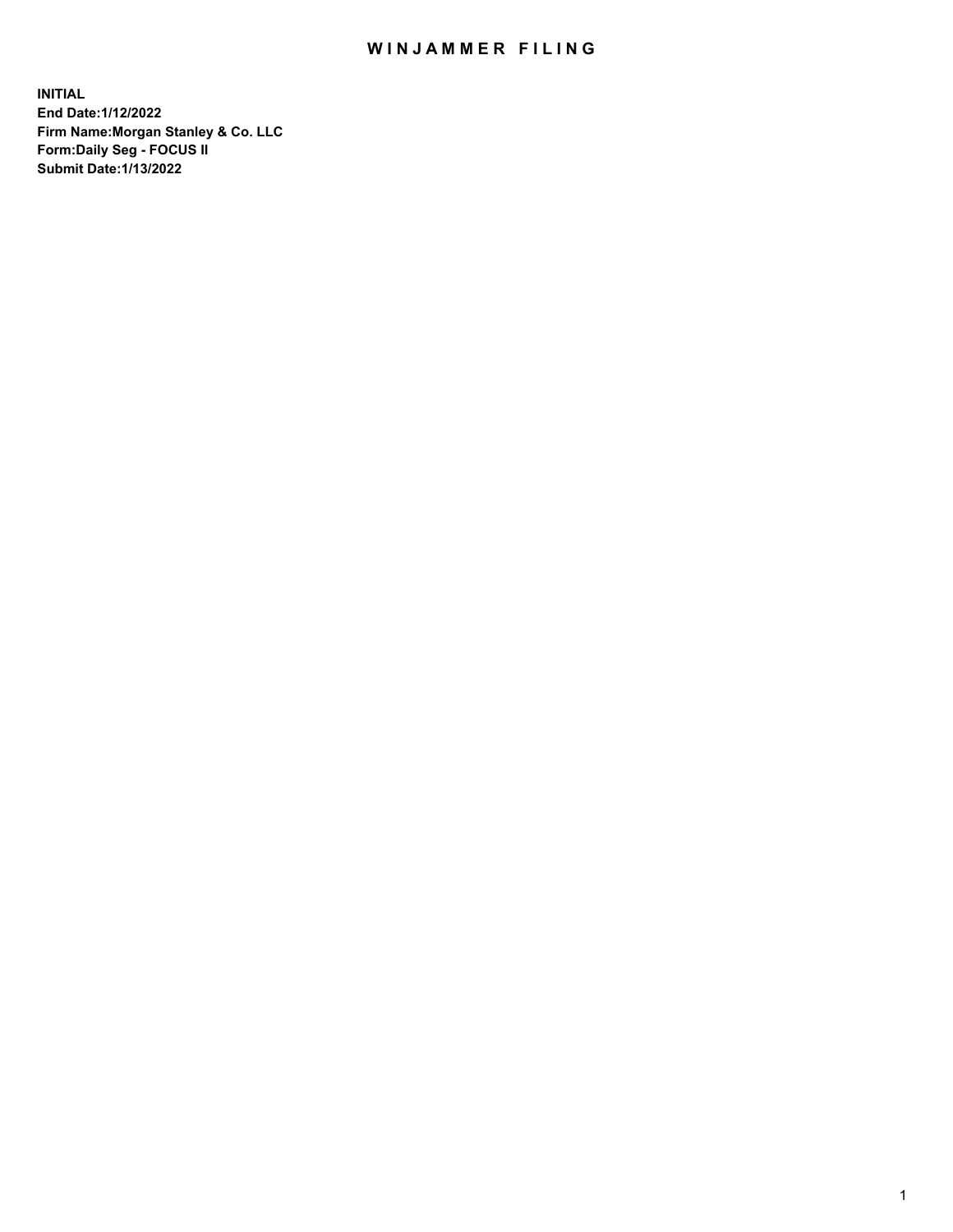# WINJAMMER FILING

**INITIAL**
**End Date:1/12/2022**
**Firm Name:Morgan Stanley & Co. LLC**
**Form:Daily Seg - FOCUS II**
**Submit Date:1/13/2022**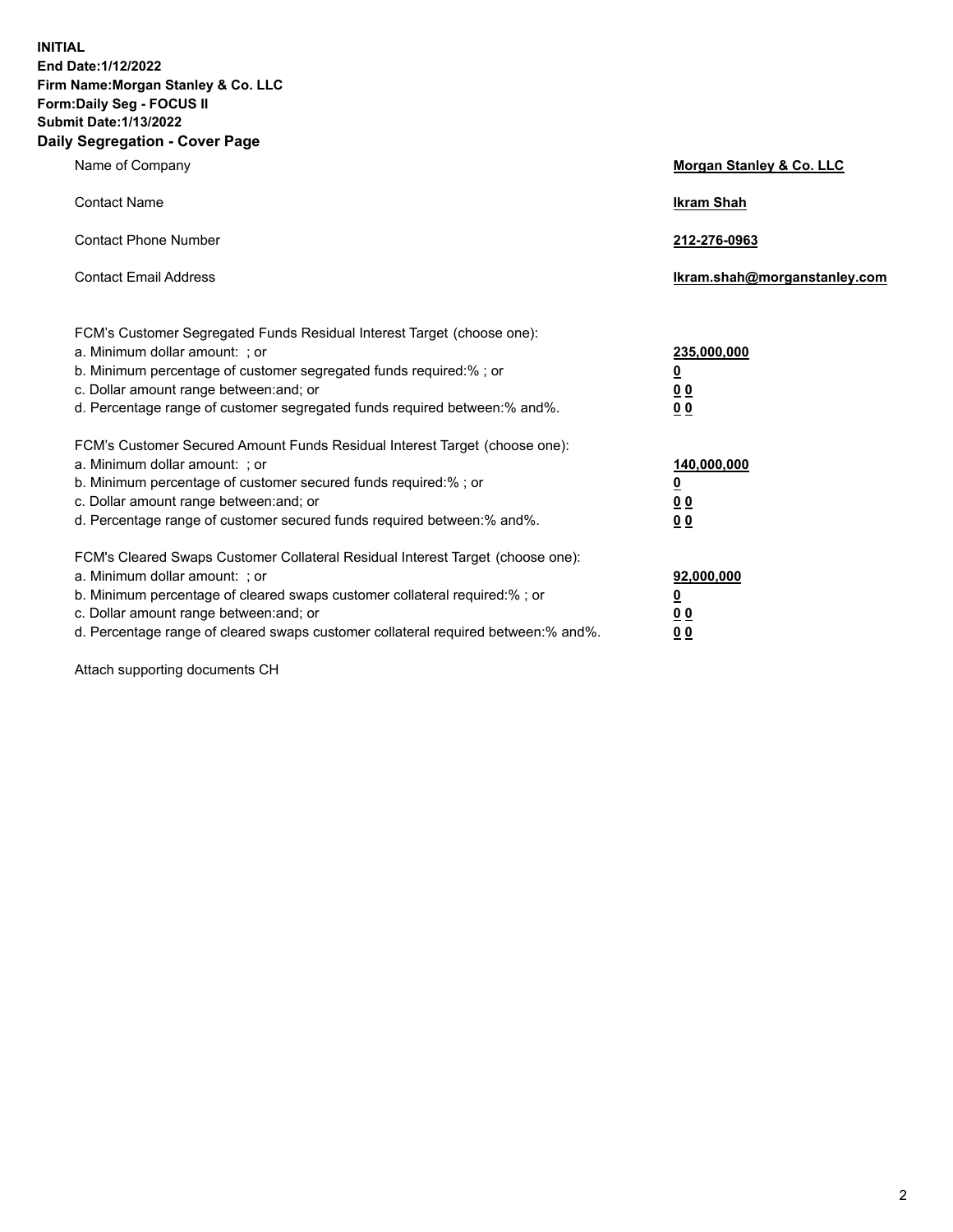**INITIAL**
**End Date:1/12/2022**
**Firm Name:Morgan Stanley & Co. LLC**
**Form:Daily Seg - FOCUS II**
**Submit Date:1/13/2022**

## Daily Segregation - Cover Page

| | |
|---|---|
| Name of Company | **Morgan Stanley & Co. LLC** |
| Contact Name | **Ikram Shah** |
| Contact Phone Number | **212-276-0963** |
| Contact Email Address | **Ikram.shah@morganstanley.com** |

| | |
|---|---|
| FCM's Customer Segregated Funds Residual Interest Target (choose one): | |
| a. Minimum dollar amount: ; or | **235,000,000** |
| b. Minimum percentage of customer segregated funds required:% ; or | **0** |
| c. Dollar amount range between:and; or | **0 0** |
| d. Percentage range of customer segregated funds required between:% and%. | **0 0** |
| FCM's Customer Secured Amount Funds Residual Interest Target (choose one): | |
| a. Minimum dollar amount: ; or | **140,000,000** |
| b. Minimum percentage of customer secured funds required:% ; or | **0** |
| c. Dollar amount range between:and; or | **0 0** |
| d. Percentage range of customer secured funds required between:% and%. | **0 0** |
| FCM's Cleared Swaps Customer Collateral Residual Interest Target (choose one): | |
| a. Minimum dollar amount: ; or | **92,000,000** |
| b. Minimum percentage of cleared swaps customer collateral required:% ; or | **0** |
| c. Dollar amount range between:and; or | **0 0** |
| d. Percentage range of cleared swaps customer collateral required between:% and%. | **0 0** |

Attach supporting documents CH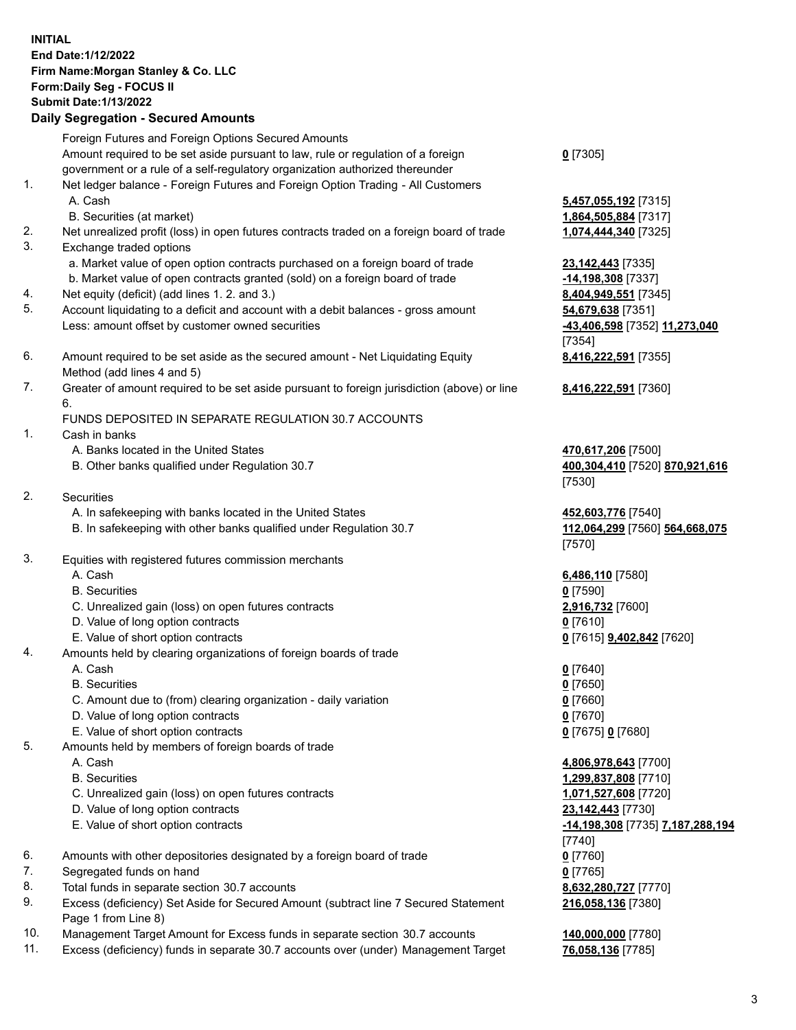**INITIAL**
**End Date:1/12/2022**
**Firm Name:Morgan Stanley & Co. LLC**
**Form:Daily Seg - FOCUS II**
**Submit Date:1/13/2022**

**Daily Segregation - Secured Amounts**

| | | |
|---|---|---|
| | Foreign Futures and Foreign Options Secured Amounts | |
| | Amount required to be set aside pursuant to law, rule or regulation of a foreign government or a rule of a self-regulatory organization authorized thereunder | **0** [7305] |
| 1. | Net ledger balance - Foreign Futures and Foreign Option Trading - All Customers | |
| | A. Cash | **5,457,055,192** [7315] |
| | B. Securities (at market) | **1,864,505,884** [7317] |
| 2. | Net unrealized profit (loss) in open futures contracts traded on a foreign board of trade | **1,074,444,340** [7325] |
| 3. | Exchange traded options | |
| | a. Market value of open option contracts purchased on a foreign board of trade | **23,142,443** [7335] |
| | b. Market value of open contracts granted (sold) on a foreign board of trade | **-14,198,308** [7337] |
| 4. | Net equity (deficit) (add lines 1. 2. and 3.) | **8,404,949,551** [7345] |
| 5. | Account liquidating to a deficit and account with a debit balances - gross amount | **54,679,638** [7351] |
| | Less: amount offset by customer owned securities | **-43,406,598** [7352] **11,273,040** [7354] |
| 6. | Amount required to be set aside as the secured amount - Net Liquidating Equity Method (add lines 4 and 5) | **8,416,222,591** [7355] |
| 7. | Greater of amount required to be set aside pursuant to foreign jurisdiction (above) or line 6. | **8,416,222,591** [7360] |
| | FUNDS DEPOSITED IN SEPARATE REGULATION 30.7 ACCOUNTS | |
| 1. | Cash in banks | |
| | A. Banks located in the United States | **470,617,206** [7500] |
| | B. Other banks qualified under Regulation 30.7 | **400,304,410** [7520] **870,921,616** [7530] |
| 2. | Securities | |
| | A. In safekeeping with banks located in the United States | **452,603,776** [7540] |
| | B. In safekeeping with other banks qualified under Regulation 30.7 | **112,064,299** [7560] **564,668,075** [7570] |
| 3. | Equities with registered futures commission merchants | |
| | A. Cash | **6,486,110** [7580] |
| | B. Securities | **0** [7590] |
| | C. Unrealized gain (loss) on open futures contracts | **2,916,732** [7600] |
| | D. Value of long option contracts | **0** [7610] |
| | E. Value of short option contracts | **0** [7615] **9,402,842** [7620] |
| 4. | Amounts held by clearing organizations of foreign boards of trade | |
| | A. Cash | **0** [7640] |
| | B. Securities | **0** [7650] |
| | C. Amount due to (from) clearing organization - daily variation | **0** [7660] |
| | D. Value of long option contracts | **0** [7670] |
| | E. Value of short option contracts | **0** [7675] **0** [7680] |
| 5. | Amounts held by members of foreign boards of trade | |
| | A. Cash | **4,806,978,643** [7700] |
| | B. Securities | **1,299,837,808** [7710] |
| | C. Unrealized gain (loss) on open futures contracts | **1,071,527,608** [7720] |
| | D. Value of long option contracts | **23,142,443** [7730] |
| | E. Value of short option contracts | **-14,198,308** [7735] **7,187,288,194** [7740] |
| 6. | Amounts with other depositories designated by a foreign board of trade | **0** [7760] |
| 7. | Segregated funds on hand | **0** [7765] |
| 8. | Total funds in separate section 30.7 accounts | **8,632,280,727** [7770] |
| 9. | Excess (deficiency) Set Aside for Secured Amount (subtract line 7 Secured Statement Page 1 from Line 8) | **216,058,136** [7380] |
| 10. | Management Target Amount for Excess funds in separate section 30.7 accounts | **140,000,000** [7780] |
| 11. | Excess (deficiency) funds in separate 30.7 accounts over (under) Management Target | **76,058,136** [7785] |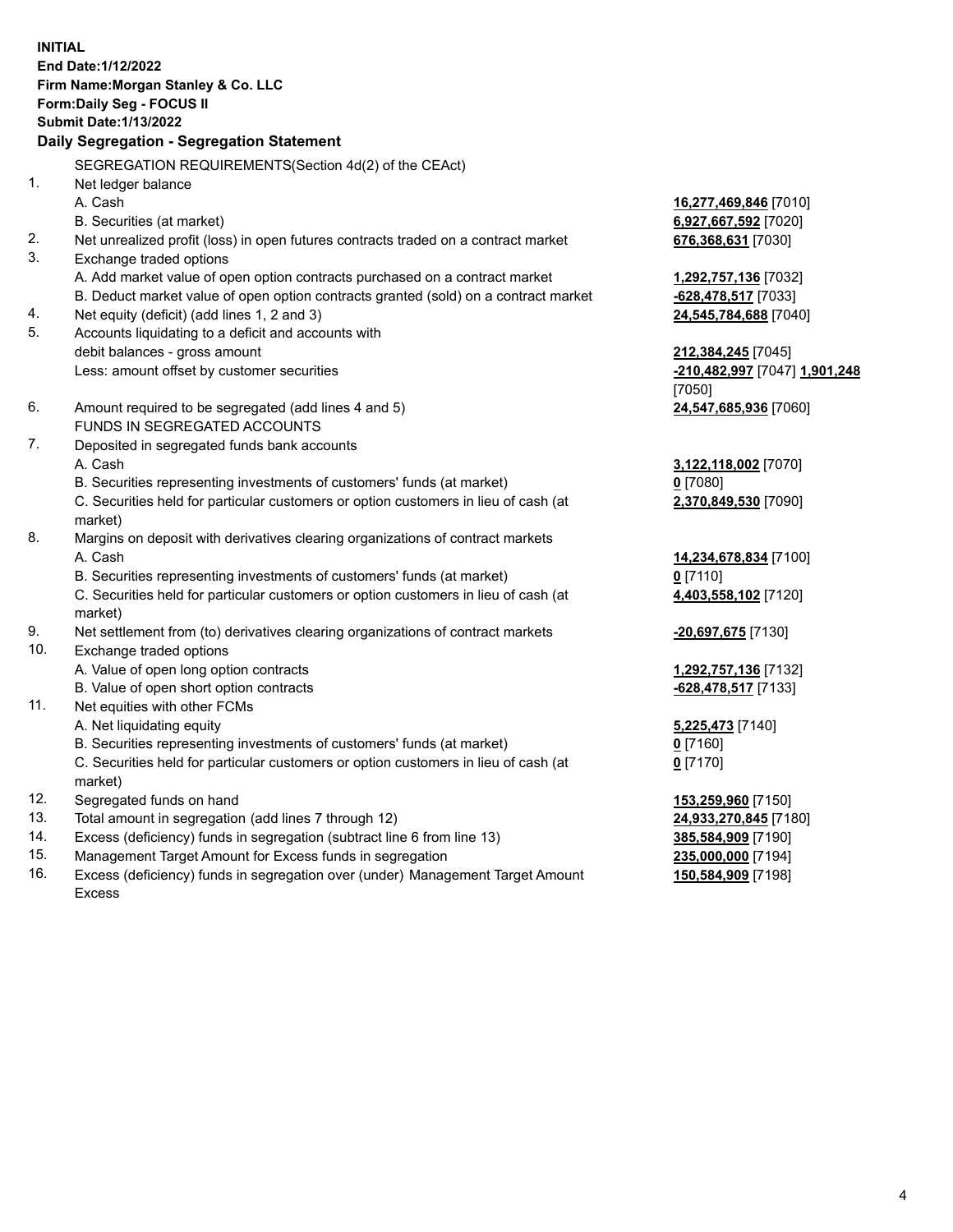**INITIAL**
**End Date:1/12/2022**
**Firm Name:Morgan Stanley & Co. LLC**
**Form:Daily Seg - FOCUS II**
**Submit Date:1/13/2022**

## Daily Segregation - Segregation Statement

SEGREGATION REQUIREMENTS(Section 4d(2) of the CEAct)

| | | |
|---|---|---|
| 1. | Net ledger balance | |
| | A. Cash | **16,277,469,846** [7010] |
| | B. Securities (at market) | **6,927,667,592** [7020] |
| 2. | Net unrealized profit (loss) in open futures contracts traded on a contract market | **676,368,631** [7030] |
| 3. | Exchange traded options | |
| | A. Add market value of open option contracts purchased on a contract market | **1,292,757,136** [7032] |
| | B. Deduct market value of open option contracts granted (sold) on a contract market | **-628,478,517** [7033] |
| 4. | Net equity (deficit) (add lines 1, 2 and 3) | **24,545,784,688** [7040] |
| 5. | Accounts liquidating to a deficit and accounts with debit balances - gross amount | **212,384,245** [7045] |
| | Less: amount offset by customer securities | **-210,482,997** [7047] **1,901,248** [7050] |
| 6. | Amount required to be segregated (add lines 4 and 5) | **24,547,685,936** [7060] |
| | FUNDS IN SEGREGATED ACCOUNTS | |
| 7. | Deposited in segregated funds bank accounts | |
| | A. Cash | **3,122,118,002** [7070] |
| | B. Securities representing investments of customers' funds (at market) | **0** [7080] |
| | C. Securities held for particular customers or option customers in lieu of cash (at market) | **2,370,849,530** [7090] |
| 8. | Margins on deposit with derivatives clearing organizations of contract markets | |
| | A. Cash | **14,234,678,834** [7100] |
| | B. Securities representing investments of customers' funds (at market) | **0** [7110] |
| | C. Securities held for particular customers or option customers in lieu of cash (at market) | **4,403,558,102** [7120] |
| 9. | Net settlement from (to) derivatives clearing organizations of contract markets | **-20,697,675** [7130] |
| 10. | Exchange traded options | |
| | A. Value of open long option contracts | **1,292,757,136** [7132] |
| | B. Value of open short option contracts | **-628,478,517** [7133] |
| 11. | Net equities with other FCMs | |
| | A. Net liquidating equity | **5,225,473** [7140] |
| | B. Securities representing investments of customers' funds (at market) | **0** [7160] |
| | C. Securities held for particular customers or option customers in lieu of cash (at market) | **0** [7170] |
| 12. | Segregated funds on hand | **153,259,960** [7150] |
| 13. | Total amount in segregation (add lines 7 through 12) | **24,933,270,845** [7180] |
| 14. | Excess (deficiency) funds in segregation (subtract line 6 from line 13) | **385,584,909** [7190] |
| 15. | Management Target Amount for Excess funds in segregation | **235,000,000** [7194] |
| 16. | Excess (deficiency) funds in segregation over (under) Management Target Amount Excess | **150,584,909** [7198] |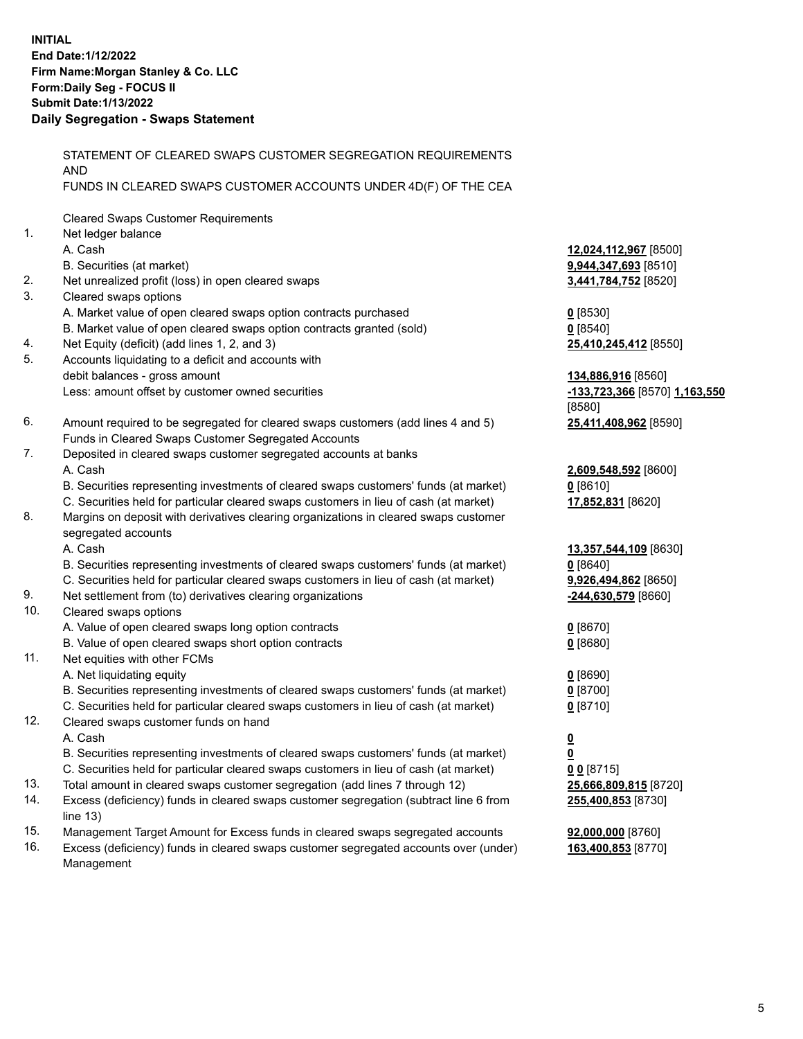**INITIAL**
**End Date:1/12/2022**
**Firm Name:Morgan Stanley & Co. LLC**
**Form:Daily Seg - FOCUS II**
**Submit Date:1/13/2022**
**Daily Segregation - Swaps Statement**

STATEMENT OF CLEARED SWAPS CUSTOMER SEGREGATION REQUIREMENTS AND
FUNDS IN CLEARED SWAPS CUSTOMER ACCOUNTS UNDER 4D(F) OF THE CEA

| | | |
|---|---|---|
| | Cleared Swaps Customer Requirements | |
| 1. | Net ledger balance | |
| | A. Cash | **12,024,112,967** [8500] |
| | B. Securities (at market) | **9,944,347,693** [8510] |
| 2. | Net unrealized profit (loss) in open cleared swaps | **3,441,784,752** [8520] |
| 3. | Cleared swaps options | |
| | A. Market value of open cleared swaps option contracts purchased | **0** [8530] |
| | B. Market value of open cleared swaps option contracts granted (sold) | **0** [8540] |
| 4. | Net Equity (deficit) (add lines 1, 2, and 3) | **25,410,245,412** [8550] |
| 5. | Accounts liquidating to a deficit and accounts with debit balances - gross amount | **134,886,916** [8560] |
| | Less: amount offset by customer owned securities | **-133,723,366** [8570] **1,163,550** [8580] |
| 6. | Amount required to be segregated for cleared swaps customers (add lines 4 and 5) | **25,411,408,962** [8590] |
| | Funds in Cleared Swaps Customer Segregated Accounts | |
| 7. | Deposited in cleared swaps customer segregated accounts at banks | |
| | A. Cash | **2,609,548,592** [8600] |
| | B. Securities representing investments of cleared swaps customers' funds (at market) | **0** [8610] |
| | C. Securities held for particular cleared swaps customers in lieu of cash (at market) | **17,852,831** [8620] |
| 8. | Margins on deposit with derivatives clearing organizations in cleared swaps customer segregated accounts | |
| | A. Cash | **13,357,544,109** [8630] |
| | B. Securities representing investments of cleared swaps customers' funds (at market) | **0** [8640] |
| | C. Securities held for particular cleared swaps customers in lieu of cash (at market) | **9,926,494,862** [8650] |
| 9. | Net settlement from (to) derivatives clearing organizations | **-244,630,579** [8660] |
| 10. | Cleared swaps options | |
| | A. Value of open cleared swaps long option contracts | **0** [8670] |
| | B. Value of open cleared swaps short option contracts | **0** [8680] |
| 11. | Net equities with other FCMs | |
| | A. Net liquidating equity | **0** [8690] |
| | B. Securities representing investments of cleared swaps customers' funds (at market) | **0** [8700] |
| | C. Securities held for particular cleared swaps customers in lieu of cash (at market) | **0** [8710] |
| 12. | Cleared swaps customer funds on hand | |
| | A. Cash | **0** |
| | B. Securities representing investments of cleared swaps customers' funds (at market) | **0** |
| | C. Securities held for particular cleared swaps customers in lieu of cash (at market) | **0** **0** [8715] |
| 13. | Total amount in cleared swaps customer segregation (add lines 7 through 12) | **25,666,809,815** [8720] |
| 14. | Excess (deficiency) funds in cleared swaps customer segregation (subtract line 6 from line 13) | **255,400,853** [8730] |
| 15. | Management Target Amount for Excess funds in cleared swaps segregated accounts | **92,000,000** [8760] |
| 16. | Excess (deficiency) funds in cleared swaps customer segregated accounts over (under) Management | **163,400,853** [8770] |